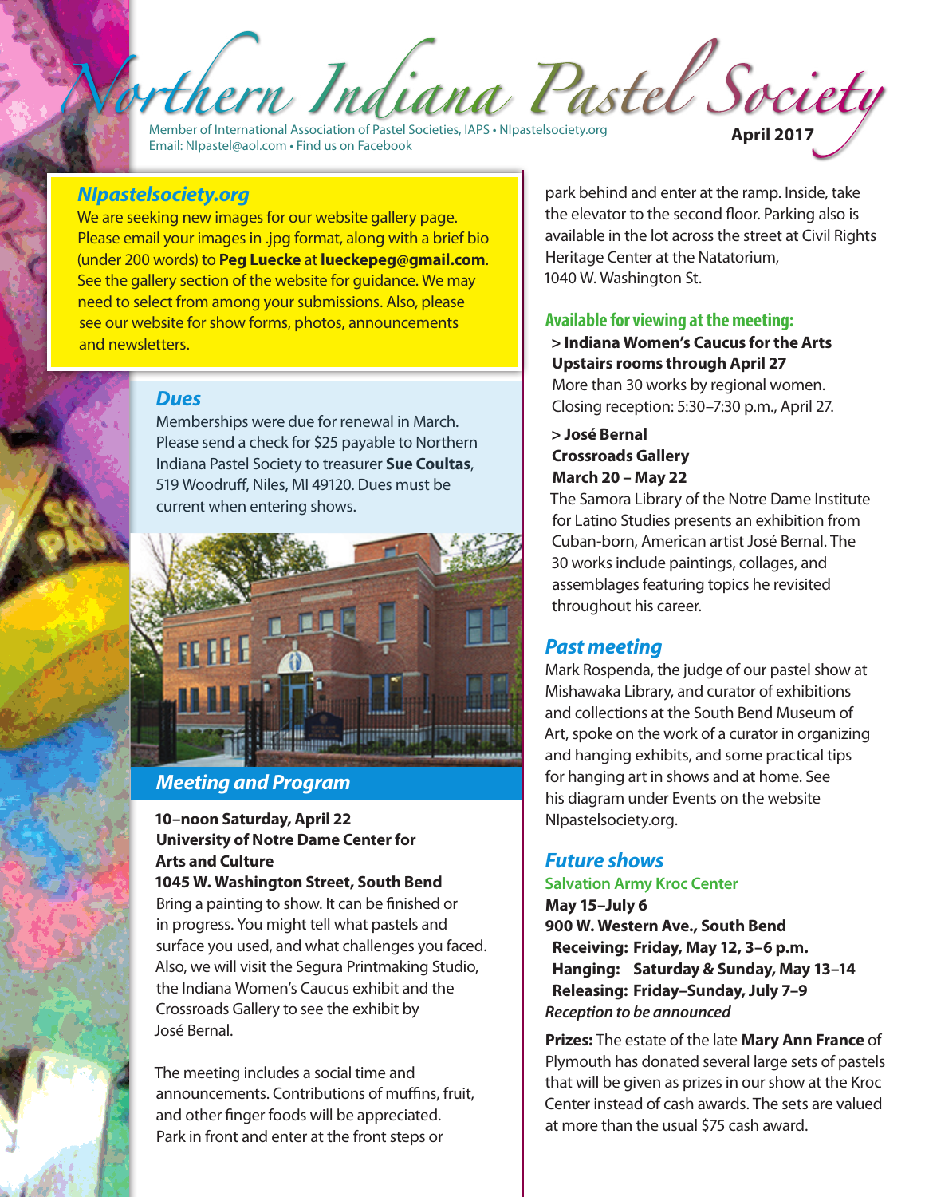# Northern Indiana Pastel Society

Member of International Association of Pastel Societies, IAPS • NIpastelsociety.org
Email: NIpastel@aol.com • Find us on Facebook

**April 2017**

## *NIpastelsociety.org*

We are seeking new images for our website gallery page. Please email your images in .jpg format, along with a brief bio (under 200 words) to **Peg Luecke** at **lueckepeg@gmail.com**. See the gallery section of the website for guidance. We may need to select from among your submissions. Also, please see our website for show forms, photos, announcements and newsletters.

## *Dues*

Memberships were due for renewal in March. Please send a check for $25 payable to Northern Indiana Pastel Society to treasurer **Sue Coultas**, 519 Woodruff, Niles, MI 49120. Dues must be current when entering shows.

## *Meeting and Program*

**10–noon Saturday, April 22**
**University of Notre Dame Center for Arts and Culture**
**1045 W. Washington Street, South Bend**

Bring a painting to show. It can be finished or in progress. You might tell what pastels and surface you used, and what challenges you faced. Also, we will visit the Segura Printmaking Studio, the Indiana Women's Caucus exhibit and the Crossroads Gallery to see the exhibit by José Bernal.

The meeting includes a social time and announcements. Contributions of muffins, fruit, and other finger foods will be appreciated. Park in front and enter at the front steps or park behind and enter at the ramp. Inside, take the elevator to the second floor. Parking also is available in the lot across the street at Civil Rights Heritage Center at the Natatorium, 1040 W. Washington St.

### Available for viewing at the meeting:

**> Indiana Women's Caucus for the Arts**
**Upstairs rooms through April 27**
More than 30 works by regional women. Closing reception: 5:30–7:30 p.m., April 27.

**> José Bernal**
**Crossroads Gallery**
**March 20 – May 22**
The Samora Library of the Notre Dame Institute for Latino Studies presents an exhibition from Cuban-born, American artist José Bernal. The 30 works include paintings, collages, and assemblages featuring topics he revisited throughout his career.

## *Past meeting*

Mark Rospenda, the judge of our pastel show at Mishawaka Library, and curator of exhibitions and collections at the South Bend Museum of Art, spoke on the work of a curator in organizing and hanging exhibits, and some practical tips for hanging art in shows and at home. See his diagram under Events on the website NIpastelsociety.org.

## *Future shows*

### Salvation Army Kroc Center

**May 15–July 6**
**900 W. Western Ave., South Bend**
**Receiving: Friday, May 12, 3–6 p.m.**
**Hanging: Saturday & Sunday, May 13–14**
**Releasing: Friday–Sunday, July 7–9**
*Reception to be announced*

**Prizes:** The estate of the late **Mary Ann France** of Plymouth has donated several large sets of pastels that will be given as prizes in our show at the Kroc Center instead of cash awards. The sets are valued at more than the usual $75 cash award.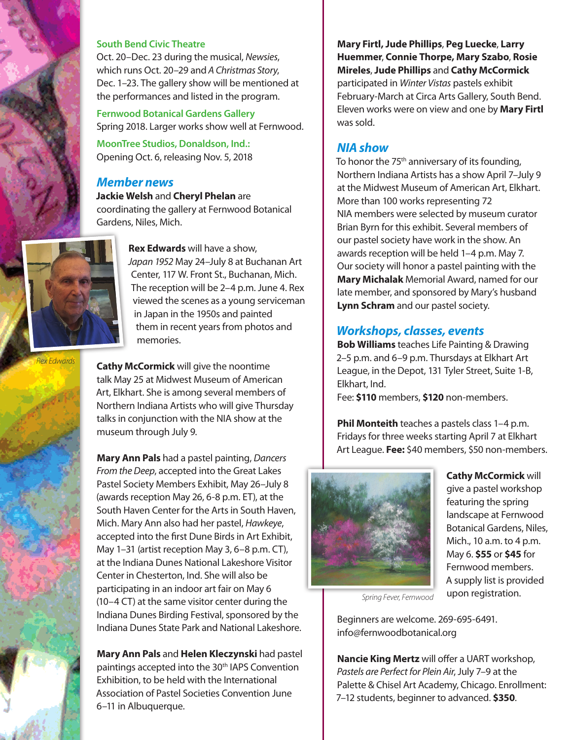**South Bend Civic Theatre**
Oct. 20–Dec. 23 during the musical, *Newsies*, which runs Oct. 20–29 and *A Christmas Story*, Dec. 1–23. The gallery show will be mentioned at the performances and listed in the program.

**Fernwood Botanical Gardens Gallery**
Spring 2018. Larger works show well at Fernwood.

**MoonTree Studios, Donaldson, Ind.:**
Opening Oct. 6, releasing Nov. 5, 2018

## Member news

**Jackie Welsh** and **Cheryl Phelan** are coordinating the gallery at Fernwood Botanical Gardens, Niles, Mich.

*Rex Edwards*

**Rex Edwards** will have a show, *Japan 1952* May 24–July 8 at Buchanan Art Center, 117 W. Front St., Buchanan, Mich. The reception will be 2–4 p.m. June 4. Rex viewed the scenes as a young serviceman in Japan in the 1950s and painted them in recent years from photos and memories.

**Cathy McCormick** will give the noontime talk May 25 at Midwest Museum of American Art, Elkhart. She is among several members of Northern Indiana Artists who will give Thursday talks in conjunction with the NIA show at the museum through July 9.

**Mary Ann Pals** had a pastel painting, *Dancers From the Deep*, accepted into the Great Lakes Pastel Society Members Exhibit, May 26–July 8 (awards reception May 26, 6-8 p.m. ET), at the South Haven Center for the Arts in South Haven, Mich. Mary Ann also had her pastel, *Hawkeye*, accepted into the first Dune Birds in Art Exhibit, May 1–31 (artist reception May 3, 6–8 p.m. CT), at the Indiana Dunes National Lakeshore Visitor Center in Chesterton, Ind. She will also be participating in an indoor art fair on May 6 (10–4 CT) at the same visitor center during the Indiana Dunes Birding Festival, sponsored by the Indiana Dunes State Park and National Lakeshore.

**Mary Ann Pals** and **Helen Kleczynski** had pastel paintings accepted into the 30th IAPS Convention Exhibition, to be held with the International Association of Pastel Societies Convention June 6–11 in Albuquerque.

**Mary Firtl, Jude Phillips**, **Peg Luecke**, **Larry Huemmer**, **Connie Thorpe, Mary Szabo**, **Rosie Mireles**, **Jude Phillips** and **Cathy McCormick** participated in *Winter Vistas* pastels exhibit February-March at Circa Arts Gallery, South Bend. Eleven works were on view and one by **Mary Firtl** was sold.

## NIA show

To honor the 75th anniversary of its founding, Northern Indiana Artists has a show April 7–July 9 at the Midwest Museum of American Art, Elkhart. More than 100 works representing 72 NIA members were selected by museum curator Brian Byrn for this exhibit. Several members of our pastel society have work in the show. An awards reception will be held 1–4 p.m. May 7. Our society will honor a pastel painting with the **Mary Michalak** Memorial Award, named for our late member, and sponsored by Mary's husband **Lynn Schram** and our pastel society.

## Workshops, classes, events

**Bob Williams** teaches Life Painting & Drawing 2–5 p.m. and 6–9 p.m. Thursdays at Elkhart Art League, in the Depot, 131 Tyler Street, Suite 1-B, Elkhart, Ind.
Fee: **$110** members, **$120** non-members.

**Phil Monteith** teaches a pastels class 1–4 p.m. Fridays for three weeks starting April 7 at Elkhart Art League. **Fee:** $40 members, $50 non-members.

*Spring Fever, Fernwood*

**Cathy McCormick** will give a pastel workshop featuring the spring landscape at Fernwood Botanical Gardens, Niles, Mich., 10 a.m. to 4 p.m. May 6. **$55** or **$45** for Fernwood members. A supply list is provided upon registration.

Beginners are welcome. 269-695-6491. info@fernwoodbotanical.org

**Nancie King Mertz** will offer a UART workshop, *Pastels are Perfect for Plein Air*, July 7–9 at the Palette & Chisel Art Academy, Chicago. Enrollment: 7–12 students, beginner to advanced. **$350**.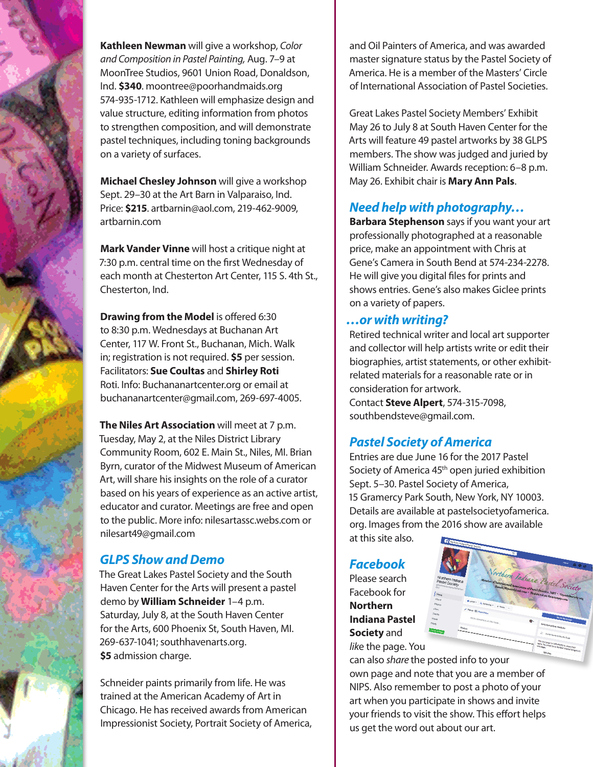**Kathleen Newman** will give a workshop, *Color and Composition in Pastel Painting,* Aug. 7–9 at MoonTree Studios, 9601 Union Road, Donaldson, Ind. **$340**. moontree@poorhandmaids.org 574-935-1712. Kathleen will emphasize design and value structure, editing information from photos to strengthen composition, and will demonstrate pastel techniques, including toning backgrounds on a variety of surfaces.

**Michael Chesley Johnson** will give a workshop Sept. 29–30 at the Art Barn in Valparaiso, Ind. Price: **$215**. artbarnin@aol.com, 219-462-9009, artbarnin.com

**Mark Vander Vinne** will host a critique night at 7:30 p.m. central time on the first Wednesday of each month at Chesterton Art Center, 115 S. 4th St., Chesterton, Ind.

**Drawing from the Model** is offered 6:30 to 8:30 p.m. Wednesdays at Buchanan Art Center, 117 W. Front St., Buchanan, Mich. Walk in; registration is not required. **$5** per session. Facilitators: **Sue Coultas** and **Shirley Roti** Roti. Info: Buchananartcenter.org or email at buchananartcenter@gmail.com, 269-697-4005.

**The Niles Art Association** will meet at 7 p.m. Tuesday, May 2, at the Niles District Library Community Room, 602 E. Main St., Niles, MI. Brian Byrn, curator of the Midwest Museum of American Art, will share his insights on the role of a curator based on his years of experience as an active artist, educator and curator. Meetings are free and open to the public. More info: nilesartassc.webs.com or nilesart49@gmail.com

## GLPS Show and Demo

The Great Lakes Pastel Society and the South Haven Center for the Arts will present a pastel demo by **William Schneider** 1–4 p.m. Saturday, July 8, at the South Haven Center for the Arts, 600 Phoenix St, South Haven, MI. 269-637-1041; southhavenarts.org. **$5** admission charge.

Schneider paints primarily from life. He was trained at the American Academy of Art in Chicago. He has received awards from American Impressionist Society, Portrait Society of America, and Oil Painters of America, and was awarded master signature status by the Pastel Society of America. He is a member of the Masters' Circle of International Association of Pastel Societies.

Great Lakes Pastel Society Members' Exhibit May 26 to July 8 at South Haven Center for the Arts will feature 49 pastel artworks by 38 GLPS members. The show was judged and juried by William Schneider. Awards reception: 6–8 p.m. May 26. Exhibit chair is **Mary Ann Pals**.

## Need help with photography…

**Barbara Stephenson** says if you want your art professionally photographed at a reasonable price, make an appointment with Chris at Gene's Camera in South Bend at 574-234-2278. He will give you digital files for prints and shows entries. Gene's also makes Giclee prints on a variety of papers.

## …or with writing?

Retired technical writer and local art supporter and collector will help artists write or edit their biographies, artist statements, or other exhibit-related materials for a reasonable rate or in consideration for artwork.
Contact **Steve Alpert**, 574-315-7098, southbendsteve@gmail.com.

## Pastel Society of America

Entries are due June 16 for the 2017 Pastel Society of America 45th open juried exhibition Sept. 5–30. Pastel Society of America, 15 Gramercy Park South, New York, NY 10003. Details are available at pastelsocietyofamerica.org. Images from the 2016 show are available at this site also.

## Facebook

Please search Facebook for **Northern Indiana Pastel Society** and *like* the page. You can also *share* the posted info to your own page and note that you are a member of NIPS. Also remember to post a photo of your art when you participate in shows and invite your friends to visit the show. This effort helps us get the word out about our art.